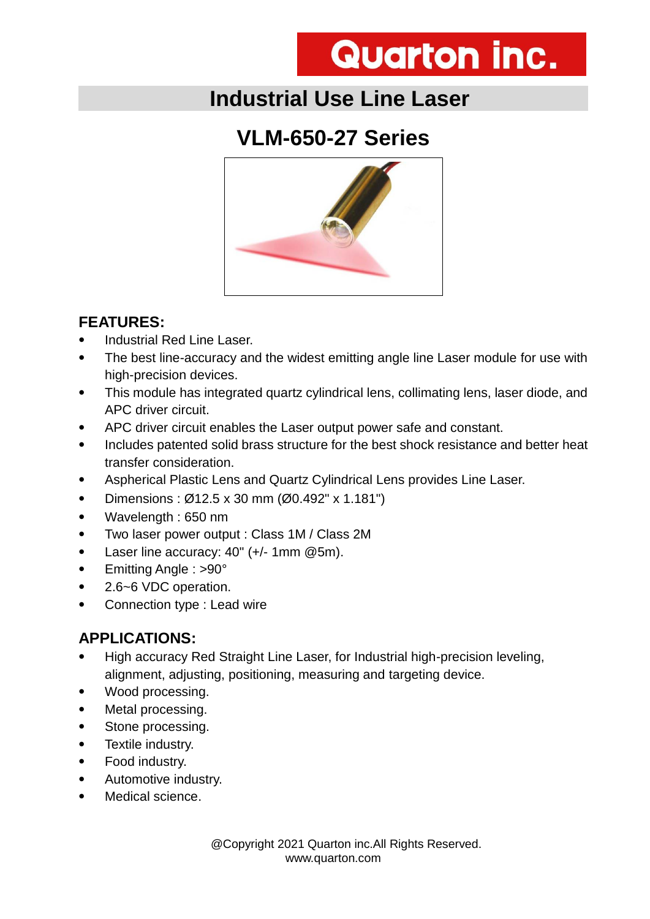Quarton inc.

# Industrial Use Line Laser

## VLM-650-27 Series

### FEATURES:

- Industrial Red Line Laser.
- The best line-accuracy and the widest emitting angle line Laser module for use with high-precision devices.
- This module has integrated quartz cylindrical lens, collimating lens, laser diode, and APC driver circuit.
- APC driver circuit enables the Laser output power safe and constant.
- Includes patented solid brass structure for the best shock resistance and better heat transfer consideration.
- Aspherical Plastic Lens and Quartz Cylindrical Lens provides Line Laser.
- Dimensions : Ø12.5 x 30 mm (Ø0.492" x 1.181")
- Wavelength : 650 nm
- Two laser power output : Class 1M / Class 2M
- Laser line accuracy: 40" (+/- 1mm @5m).
- Emitting Angle : >90°
- 2.6~6 VDC operation.
- Connection type : Lead wire

### APPLICATIONS:

- High accuracy Red Straight Line Laser, for Industrial high-precision leveling, alignment, adjusting, positioning, measuring and targeting device.
- Wood processing.
- Metal processing.
- Stone processing.
- Textile industry.
- Food industry.
- Automotive industry.
- Medical science.

@Copyright 2021 Quarton inc.All Rights Reserved.
www.quarton.com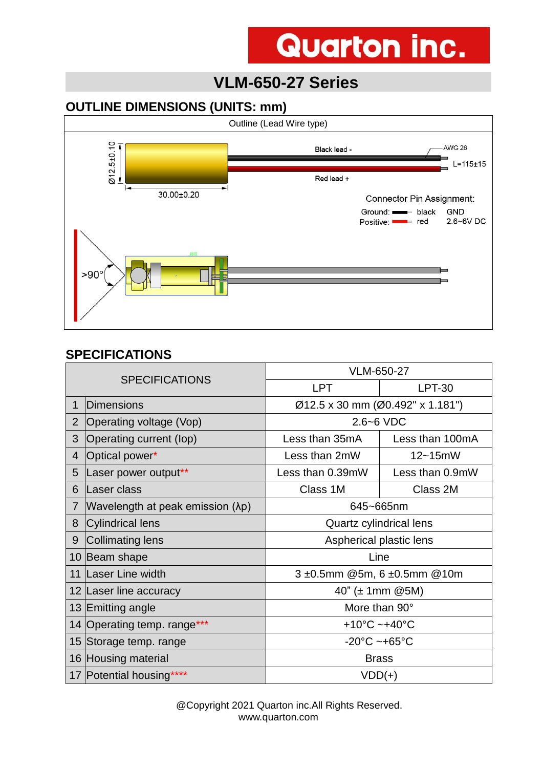Quarton inc.

# VLM-650-27 Series

## OUTLINE DIMENSIONS (UNITS: mm)

Outline (Lead Wire type)

Ø12.5±0.10

30.00±0.20

Black lead -

Red lead +

AWG 26

L=115±15

Connector Pin Assignment:

| | | |
|---|---|---|
| Ground: | black | GND |
| Positive: | red | 2.6~6V DC |

>90°

## SPECIFICATIONS

| SPECIFICATIONS | | VLM-650-27 | |
|---|---|---|---|
| | | LPT | LPT-30 |
| 1 | Dimensions | Ø12.5 x 30 mm (Ø0.492" x 1.181") | |
| 2 | Operating voltage (Vop) | 2.6~6 VDC | |
| 3 | Operating current (Iop) | Less than 35mA | Less than 100mA |
| 4 | Optical power* | Less than 2mW | 12~15mW |
| 5 | Laser power output** | Less than 0.39mW | Less than 0.9mW |
| 6 | Laser class | Class 1M | Class 2M |
| 7 | Wavelength at peak emission (λp) | 645~665nm | |
| 8 | Cylindrical lens | Quartz cylindrical lens | |
| 9 | Collimating lens | Aspherical plastic lens | |
| 10 | Beam shape | Line | |
| 11 | Laser Line width | 3 ±0.5mm @5m, 6 ±0.5mm @10m | |
| 12 | Laser line accuracy | 40" (± 1mm @5M) | |
| 13 | Emitting angle | More than 90° | |
| 14 | Operating temp. range*** | +10°C ~+40°C | |
| 15 | Storage temp. range | -20°C ~+65°C | |
| 16 | Housing material | Brass | |
| 17 | Potential housing**** | VDD(+) | |

@Copyright 2021 Quarton inc.All Rights Reserved.
www.quarton.com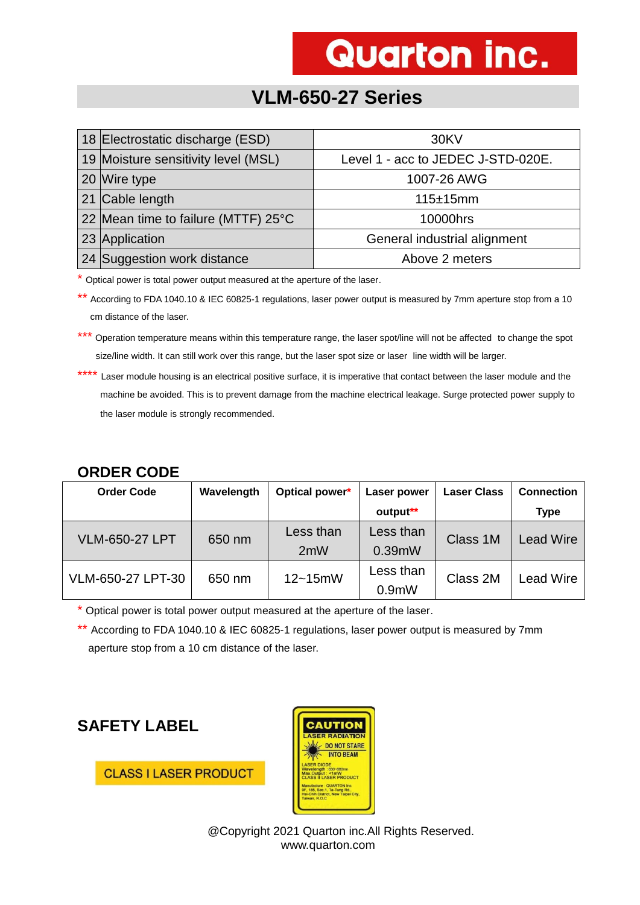# VLM-650-27 Series

| | | |
|---|---|---|
| 18 | Electrostatic discharge (ESD) | 30KV |
| 19 | Moisture sensitivity level (MSL) | Level 1 - acc to JEDEC J-STD-020E. |
| 20 | Wire type | 1007-26 AWG |
| 21 | Cable length | 115±15mm |
| 22 | Mean time to failure (MTTF) 25°C | 10000hrs |
| 23 | Application | General industrial alignment |
| 24 | Suggestion work distance | Above 2 meters |

* Optical power is total power output measured at the aperture of the laser.

** According to FDA 1040.10 & IEC 60825-1 regulations, laser power output is measured by 7mm aperture stop from a 10 cm distance of the laser.

*** Operation temperature means within this temperature range, the laser spot/line will not be affected to change the spot size/line width. It can still work over this range, but the laser spot size or laser line width will be larger.

**** Laser module housing is an electrical positive surface, it is imperative that contact between the laser module and the machine be avoided. This is to prevent damage from the machine electrical leakage. Surge protected power supply to the laser module is strongly recommended.

## ORDER CODE

| Order Code | Wavelength | Optical power* | Laser power output** | Laser Class | Connection Type |
|---|---|---|---|---|---|
| VLM-650-27 LPT | 650 nm | Less than 2mW | Less than 0.39mW | Class 1M | Lead Wire |
| VLM-650-27 LPT-30 | 650 nm | 12~15mW | Less than 0.9mW | Class 2M | Lead Wire |

* Optical power is total power output measured at the aperture of the laser.

** According to FDA 1040.10 & IEC 60825-1 regulations, laser power output is measured by 7mm aperture stop from a 10 cm distance of the laser.

## SAFETY LABEL

CLASS I LASER PRODUCT

CAUTION
LASER RADIATION
DO NOT STARE INTO BEAM
LASER DIODE
Wavelength : 630~680nm
Max Output : <1mW
CLASS II LASER PRODUCT
Manufacture : QUARTON Inc
9F, 185, Sec.1, Ta-Tung Rd., Hsi-Chih District, New Taipei City, Taiwan, R.O.C

@Copyright 2021 Quarton inc.All Rights Reserved.
www.quarton.com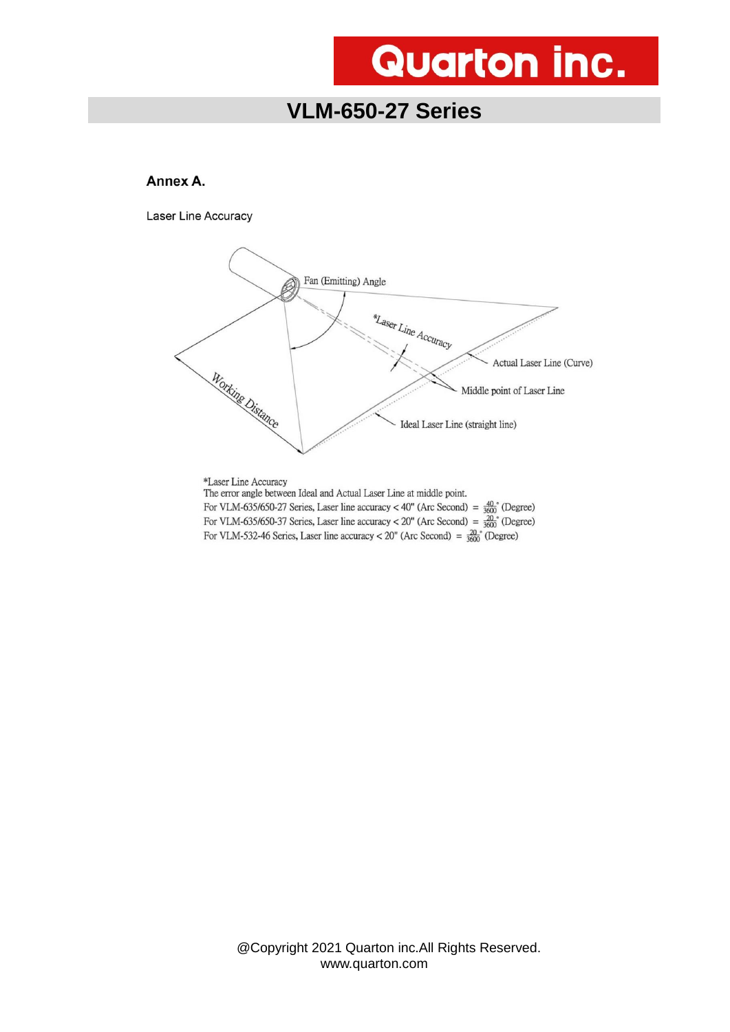## VLM-650-27 Series

### Annex A.

Laser Line Accuracy

Fan (Emitting) Angle

*Laser Line Accuracy

Actual Laser Line (Curve)

Middle point of Laser Line

Ideal Laser Line (straight line)

Working Distance

*Laser Line Accuracy

The error angle between Ideal and Actual Laser Line at middle point.

For VLM-635/650-27 Series, Laser line accuracy < 40" (Arc Second) = $\frac{40}{3600}^{\circ}$ (Degree)

For VLM-635/650-37 Series, Laser line accuracy < 20" (Arc Second) = $\frac{20}{3600}^{\circ}$ (Degree)

For VLM-532-46 Series, Laser line accuracy < 20" (Arc Second) = $\frac{20}{3600}^{\circ}$ (Degree)